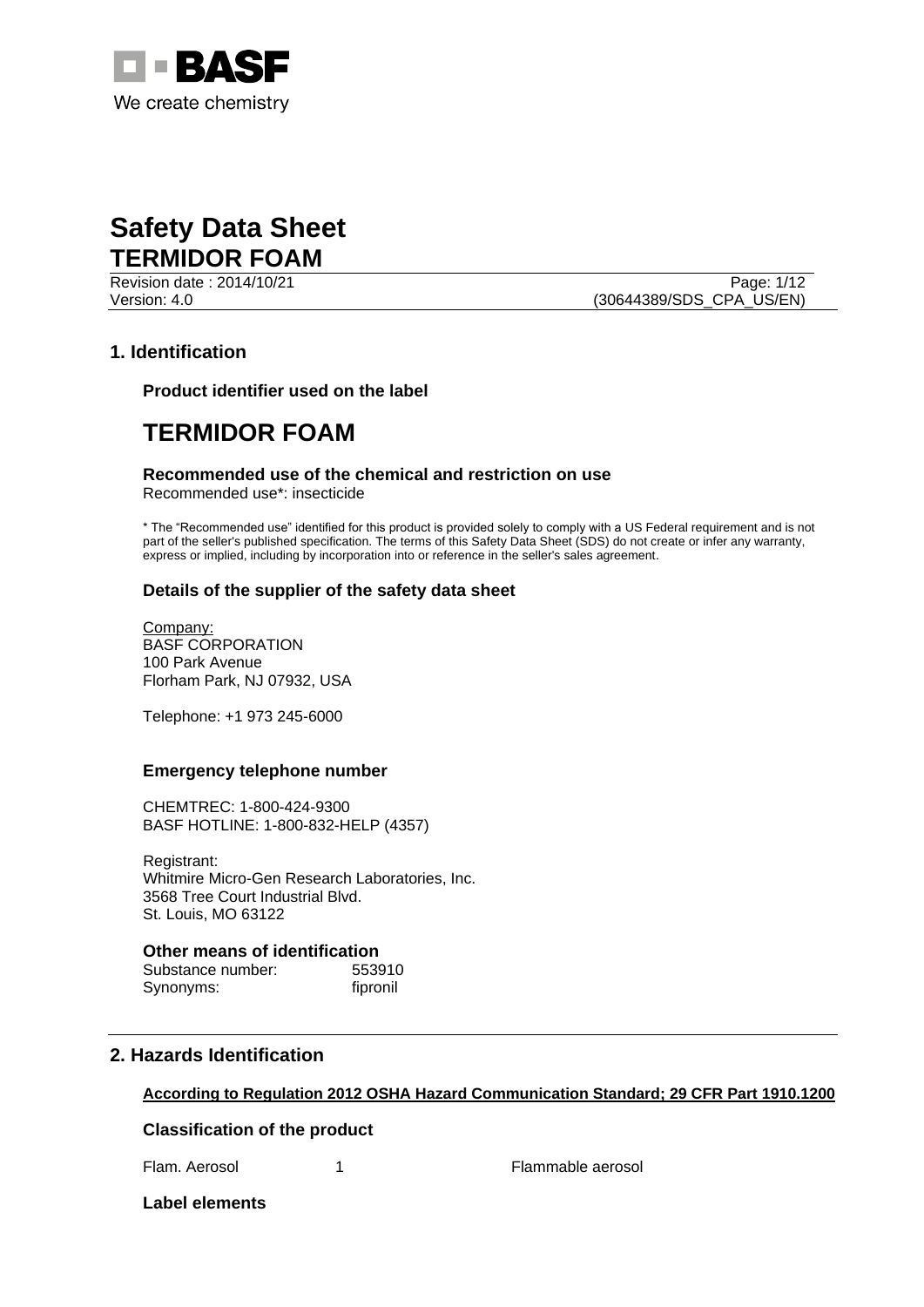BASF

We create chemistry

# Safety Data Sheet
# TERMIDOR FOAM

Revision date : 2014/10/21

Version: 4.0

(30644389/SDS_CPA_US/EN)

## 1. Identification

### Product identifier used on the label

# TERMIDOR FOAM

### Recommended use of the chemical and restriction on use

Recommended use*: insecticide

* The "Recommended use" identified for this product is provided solely to comply with a US Federal requirement and is not part of the seller's published specification. The terms of this Safety Data Sheet (SDS) do not create or infer any warranty, express or implied, including by incorporation into or reference in the seller's sales agreement.

### Details of the supplier of the safety data sheet

Company:
BASF CORPORATION
100 Park Avenue
Florham Park, NJ 07932, USA

Telephone: +1 973 245-6000

### Emergency telephone number

CHEMTREC: 1-800-424-9300
BASF HOTLINE: 1-800-832-HELP (4357)

Registrant:
Whitmire Micro-Gen Research Laboratories, Inc.
3568 Tree Court Industrial Blvd.
St. Louis, MO 63122

### Other means of identification

Substance number: 553910
Synonyms: fipronil

## 2. Hazards Identification

**According to Regulation 2012 OSHA Hazard Communication Standard; 29 CFR Part 1910.1200**

### Classification of the product

| | | |
|---|---|---|
| Flam. Aerosol | 1 | Flammable aerosol |

### Label elements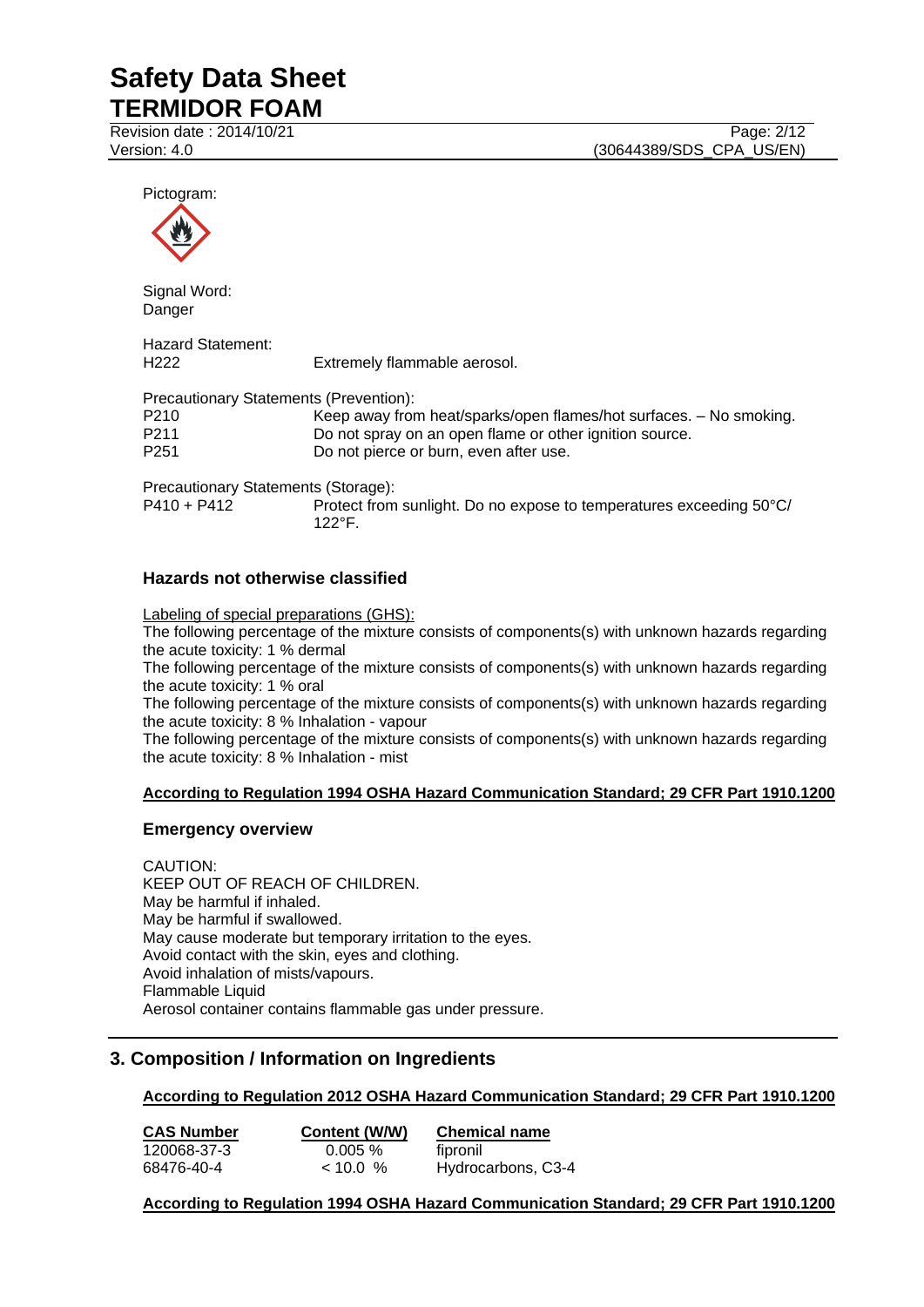Pictogram:

Signal Word:
Danger

Hazard Statement:

| | |
|---|---|
| H222 | Extremely flammable aerosol. |

Precautionary Statements (Prevention):

| | |
|---|---|
| P210 | Keep away from heat/sparks/open flames/hot surfaces. – No smoking. |
| P211 | Do not spray on an open flame or other ignition source. |
| P251 | Do not pierce or burn, even after use. |

Precautionary Statements (Storage):

| | |
|---|---|
| P410 + P412 | Protect from sunlight. Do no expose to temperatures exceeding 50°C/ 122°F. |

### Hazards not otherwise classified

Labeling of special preparations (GHS):

The following percentage of the mixture consists of components(s) with unknown hazards regarding the acute toxicity: 1 % dermal

The following percentage of the mixture consists of components(s) with unknown hazards regarding the acute toxicity: 1 % oral

The following percentage of the mixture consists of components(s) with unknown hazards regarding the acute toxicity: 8 % Inhalation - vapour

The following percentage of the mixture consists of components(s) with unknown hazards regarding the acute toxicity: 8 % Inhalation - mist

**According to Regulation 1994 OSHA Hazard Communication Standard; 29 CFR Part 1910.1200**

### Emergency overview

CAUTION:
KEEP OUT OF REACH OF CHILDREN.
May be harmful if inhaled.
May be harmful if swallowed.
May cause moderate but temporary irritation to the eyes.
Avoid contact with the skin, eyes and clothing.
Avoid inhalation of mists/vapours.
Flammable Liquid
Aerosol container contains flammable gas under pressure.

## 3. Composition / Information on Ingredients

**According to Regulation 2012 OSHA Hazard Communication Standard; 29 CFR Part 1910.1200**

| CAS Number | Content (W/W) | Chemical name |
|---|---|---|
| 120068-37-3 | 0.005 % | fipronil |
| 68476-40-4 | < 10.0 % | Hydrocarbons, C3-4 |

**According to Regulation 1994 OSHA Hazard Communication Standard; 29 CFR Part 1910.1200**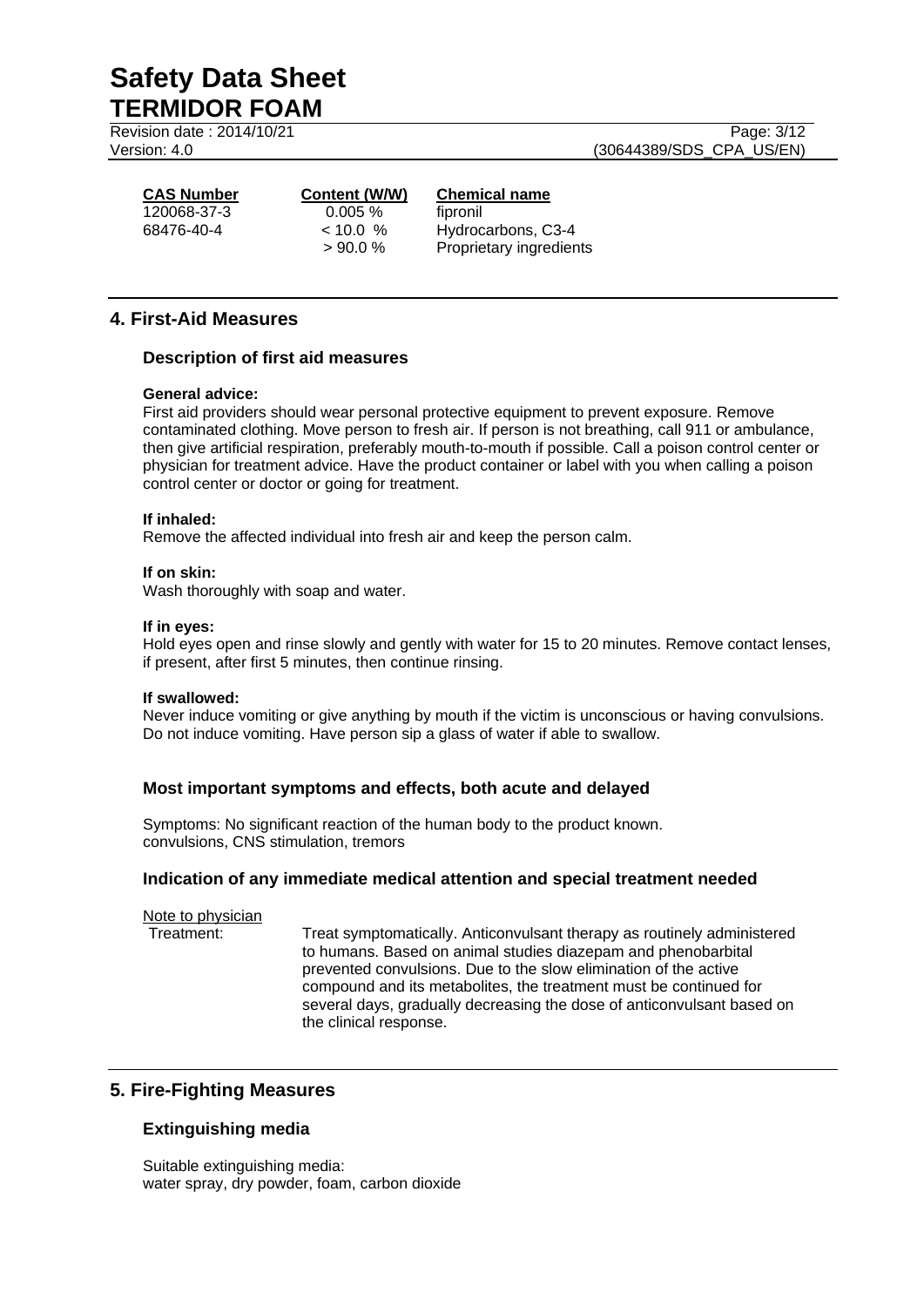| CAS Number | Content (W/W) | Chemical name |
|---|---|---|
| 120068-37-3 | 0.005 % | fipronil |
| 68476-40-4 | < 10.0 % | Hydrocarbons, C3-4 |
| | > 90.0 % | Proprietary ingredients |

## 4. First-Aid Measures

### Description of first aid measures

**General advice:**
First aid providers should wear personal protective equipment to prevent exposure. Remove contaminated clothing. Move person to fresh air. If person is not breathing, call 911 or ambulance, then give artificial respiration, preferably mouth-to-mouth if possible. Call a poison control center or physician for treatment advice. Have the product container or label with you when calling a poison control center or doctor or going for treatment.

**If inhaled:**
Remove the affected individual into fresh air and keep the person calm.

**If on skin:**
Wash thoroughly with soap and water.

**If in eyes:**
Hold eyes open and rinse slowly and gently with water for 15 to 20 minutes. Remove contact lenses, if present, after first 5 minutes, then continue rinsing.

**If swallowed:**
Never induce vomiting or give anything by mouth if the victim is unconscious or having convulsions. Do not induce vomiting. Have person sip a glass of water if able to swallow.

### Most important symptoms and effects, both acute and delayed

Symptoms: No significant reaction of the human body to the product known.
convulsions, CNS stimulation, tremors

### Indication of any immediate medical attention and special treatment needed

Note to physician

Treatment: Treat symptomatically. Anticonvulsant therapy as routinely administered to humans. Based on animal studies diazepam and phenobarbital prevented convulsions. Due to the slow elimination of the active compound and its metabolites, the treatment must be continued for several days, gradually decreasing the dose of anticonvulsant based on the clinical response.

## 5. Fire-Fighting Measures

### Extinguishing media

Suitable extinguishing media:
water spray, dry powder, foam, carbon dioxide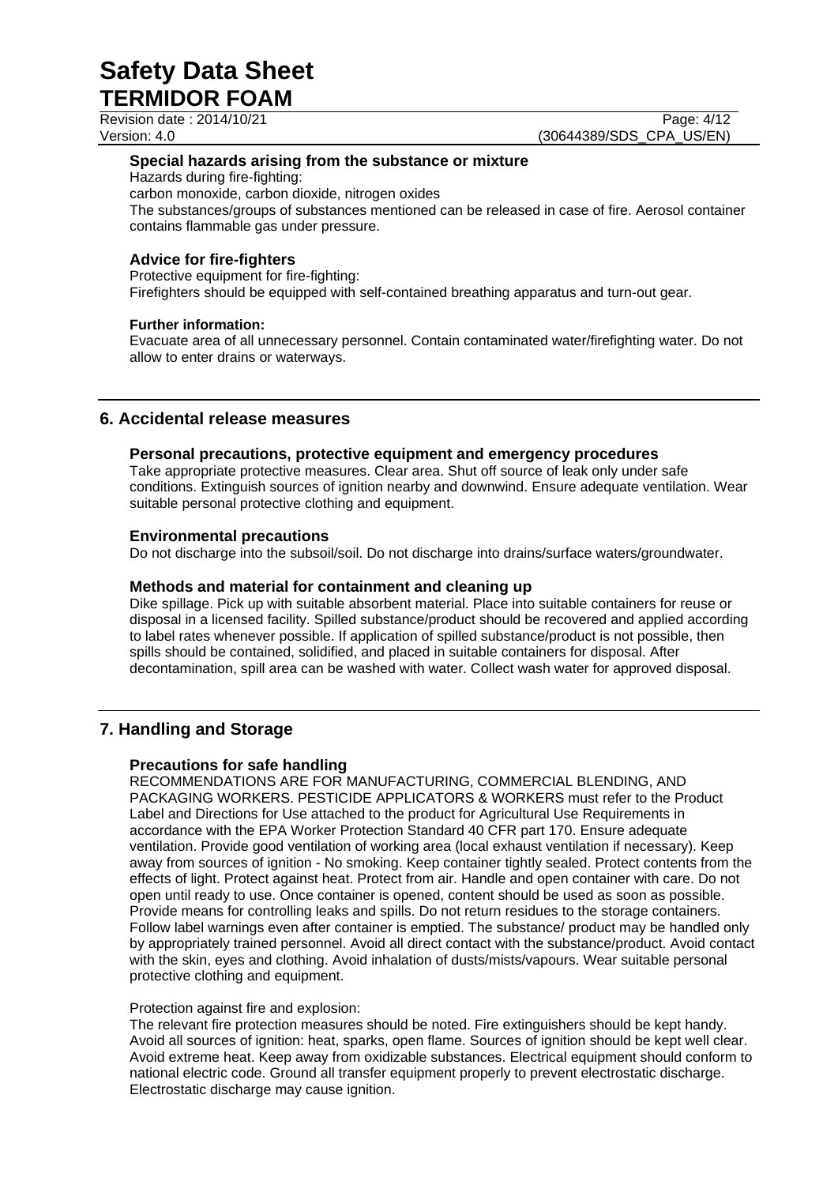### Special hazards arising from the substance or mixture

Hazards during fire-fighting:
carbon monoxide, carbon dioxide, nitrogen oxides
The substances/groups of substances mentioned can be released in case of fire. Aerosol container contains flammable gas under pressure.

### Advice for fire-fighters

Protective equipment for fire-fighting:
Firefighters should be equipped with self-contained breathing apparatus and turn-out gear.

**Further information:**
Evacuate area of all unnecessary personnel. Contain contaminated water/firefighting water. Do not allow to enter drains or waterways.

## 6. Accidental release measures

### Personal precautions, protective equipment and emergency procedures

Take appropriate protective measures. Clear area. Shut off source of leak only under safe conditions. Extinguish sources of ignition nearby and downwind. Ensure adequate ventilation. Wear suitable personal protective clothing and equipment.

### Environmental precautions

Do not discharge into the subsoil/soil. Do not discharge into drains/surface waters/groundwater.

### Methods and material for containment and cleaning up

Dike spillage. Pick up with suitable absorbent material. Place into suitable containers for reuse or disposal in a licensed facility. Spilled substance/product should be recovered and applied according to label rates whenever possible. If application of spilled substance/product is not possible, then spills should be contained, solidified, and placed in suitable containers for disposal. After decontamination, spill area can be washed with water. Collect wash water for approved disposal.

## 7. Handling and Storage

### Precautions for safe handling

RECOMMENDATIONS ARE FOR MANUFACTURING, COMMERCIAL BLENDING, AND PACKAGING WORKERS. PESTICIDE APPLICATORS & WORKERS must refer to the Product Label and Directions for Use attached to the product for Agricultural Use Requirements in accordance with the EPA Worker Protection Standard 40 CFR part 170. Ensure adequate ventilation. Provide good ventilation of working area (local exhaust ventilation if necessary). Keep away from sources of ignition - No smoking. Keep container tightly sealed. Protect contents from the effects of light. Protect against heat. Protect from air. Handle and open container with care. Do not open until ready to use. Once container is opened, content should be used as soon as possible. Provide means for controlling leaks and spills. Do not return residues to the storage containers. Follow label warnings even after container is emptied. The substance/ product may be handled only by appropriately trained personnel. Avoid all direct contact with the substance/product. Avoid contact with the skin, eyes and clothing. Avoid inhalation of dusts/mists/vapours. Wear suitable personal protective clothing and equipment.

Protection against fire and explosion:
The relevant fire protection measures should be noted. Fire extinguishers should be kept handy. Avoid all sources of ignition: heat, sparks, open flame. Sources of ignition should be kept well clear. Avoid extreme heat. Keep away from oxidizable substances. Electrical equipment should conform to national electric code. Ground all transfer equipment properly to prevent electrostatic discharge. Electrostatic discharge may cause ignition.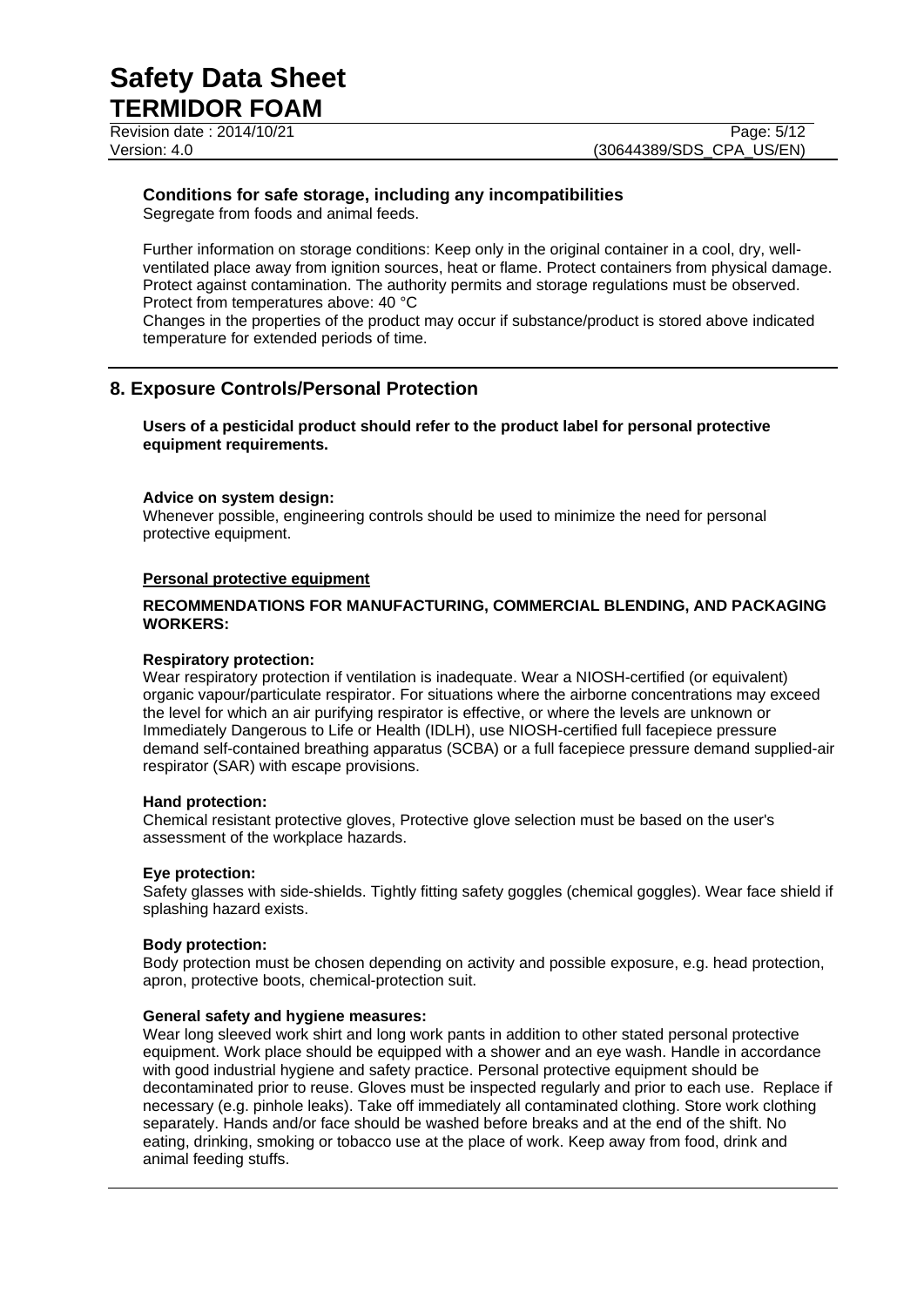### Conditions for safe storage, including any incompatibilities

Segregate from foods and animal feeds.

Further information on storage conditions: Keep only in the original container in a cool, dry, well-ventilated place away from ignition sources, heat or flame. Protect containers from physical damage. Protect against contamination. The authority permits and storage regulations must be observed. Protect from temperatures above: 40 °C

Changes in the properties of the product may occur if substance/product is stored above indicated temperature for extended periods of time.

## 8. Exposure Controls/Personal Protection

**Users of a pesticidal product should refer to the product label for personal protective equipment requirements.**

**Advice on system design:**

Whenever possible, engineering controls should be used to minimize the need for personal protective equipment.

**Personal protective equipment**

**RECOMMENDATIONS FOR MANUFACTURING, COMMERCIAL BLENDING, AND PACKAGING WORKERS:**

**Respiratory protection:**

Wear respiratory protection if ventilation is inadequate. Wear a NIOSH-certified (or equivalent) organic vapour/particulate respirator. For situations where the airborne concentrations may exceed the level for which an air purifying respirator is effective, or where the levels are unknown or Immediately Dangerous to Life or Health (IDLH), use NIOSH-certified full facepiece pressure demand self-contained breathing apparatus (SCBA) or a full facepiece pressure demand supplied-air respirator (SAR) with escape provisions.

**Hand protection:**

Chemical resistant protective gloves, Protective glove selection must be based on the user's assessment of the workplace hazards.

**Eye protection:**

Safety glasses with side-shields. Tightly fitting safety goggles (chemical goggles). Wear face shield if splashing hazard exists.

**Body protection:**

Body protection must be chosen depending on activity and possible exposure, e.g. head protection, apron, protective boots, chemical-protection suit.

**General safety and hygiene measures:**

Wear long sleeved work shirt and long work pants in addition to other stated personal protective equipment. Work place should be equipped with a shower and an eye wash. Handle in accordance with good industrial hygiene and safety practice. Personal protective equipment should be decontaminated prior to reuse. Gloves must be inspected regularly and prior to each use. Replace if necessary (e.g. pinhole leaks). Take off immediately all contaminated clothing. Store work clothing separately. Hands and/or face should be washed before breaks and at the end of the shift. No eating, drinking, smoking or tobacco use at the place of work. Keep away from food, drink and animal feeding stuffs.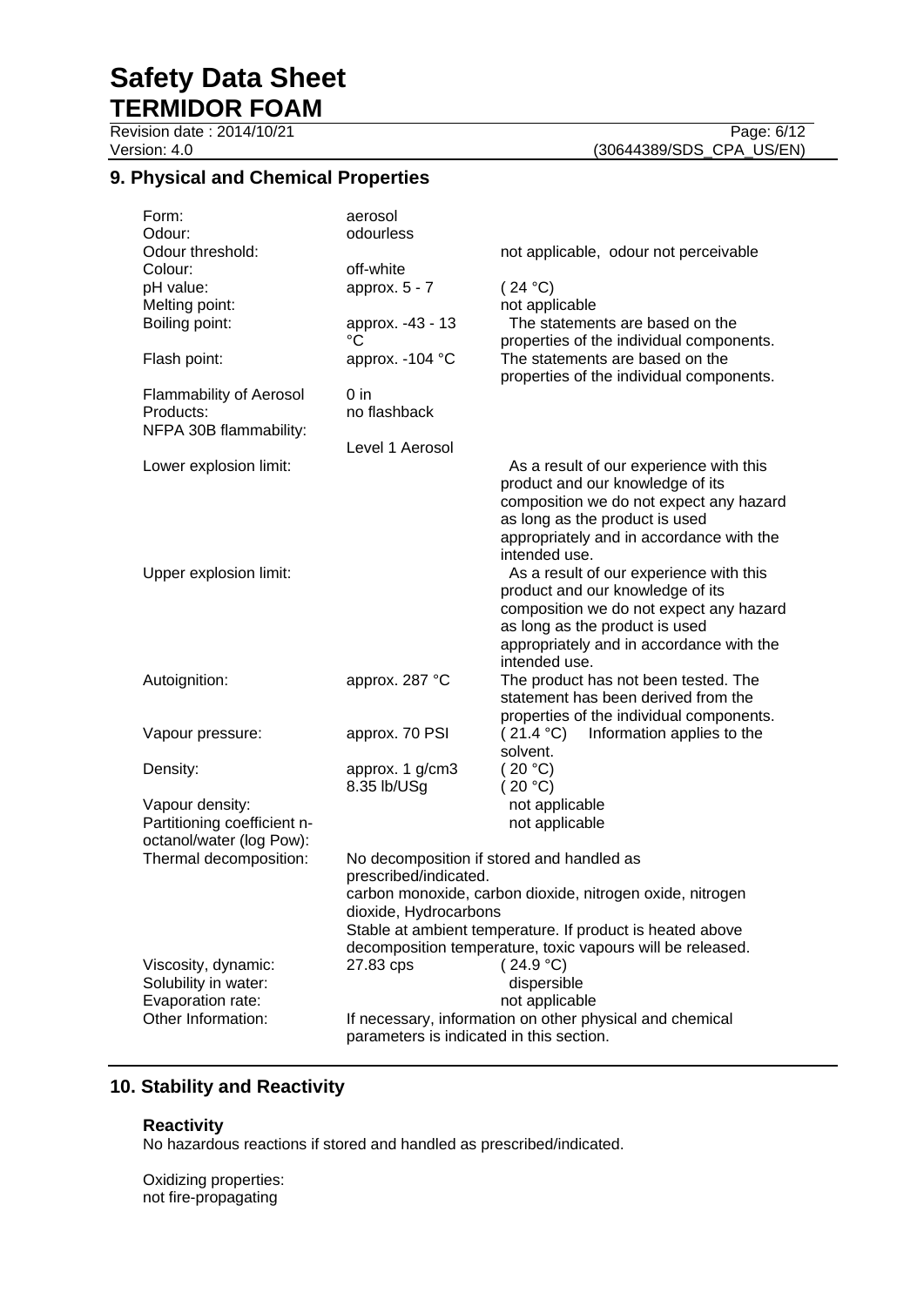## 9. Physical and Chemical Properties

| Property | Value | Remarks |
|---|---|---|
| Form: | aerosol | |
| Odour: | odourless | |
| Odour threshold: | | not applicable, odour not perceivable |
| Colour: | off-white | |
| pH value: | approx. 5 - 7 | ( 24 °C) |
| Melting point: | | not applicable |
| Boiling point: | approx. -43 - 13 °C | The statements are based on the properties of the individual components. |
| Flash point: | approx. -104 °C | The statements are based on the properties of the individual components. |
| Flammability of Aerosol Products: | 0 in<br>no flashback | |
| NFPA 30B flammability: | Level 1 Aerosol | |
| Lower explosion limit: | | As a result of our experience with this product and our knowledge of its composition we do not expect any hazard as long as the product is used appropriately and in accordance with the intended use. |
| Upper explosion limit: | | As a result of our experience with this product and our knowledge of its composition we do not expect any hazard as long as the product is used appropriately and in accordance with the intended use. |
| Autoignition: | approx. 287 °C | The product has not been tested. The statement has been derived from the properties of the individual components. |
| Vapour pressure: | approx. 70 PSI | ( 21.4 °C) Information applies to the solvent. |
| Density: | approx. 1 g/cm3<br>8.35 lb/USg | ( 20 °C)<br>( 20 °C) |
| Vapour density: | | not applicable |
| Partitioning coefficient n-octanol/water (log Pow): | | not applicable |
| Thermal decomposition: | No decomposition if stored and handled as prescribed/indicated.<br>carbon monoxide, carbon dioxide, nitrogen oxide, nitrogen dioxide, Hydrocarbons<br>Stable at ambient temperature. If product is heated above decomposition temperature, toxic vapours will be released. | |
| Viscosity, dynamic: | 27.83 cps | ( 24.9 °C) |
| Solubility in water: | | dispersible |
| Evaporation rate: | | not applicable |
| Other Information: | If necessary, information on other physical and chemical parameters is indicated in this section. | |

## 10. Stability and Reactivity

### Reactivity

No hazardous reactions if stored and handled as prescribed/indicated.

Oxidizing properties:
not fire-propagating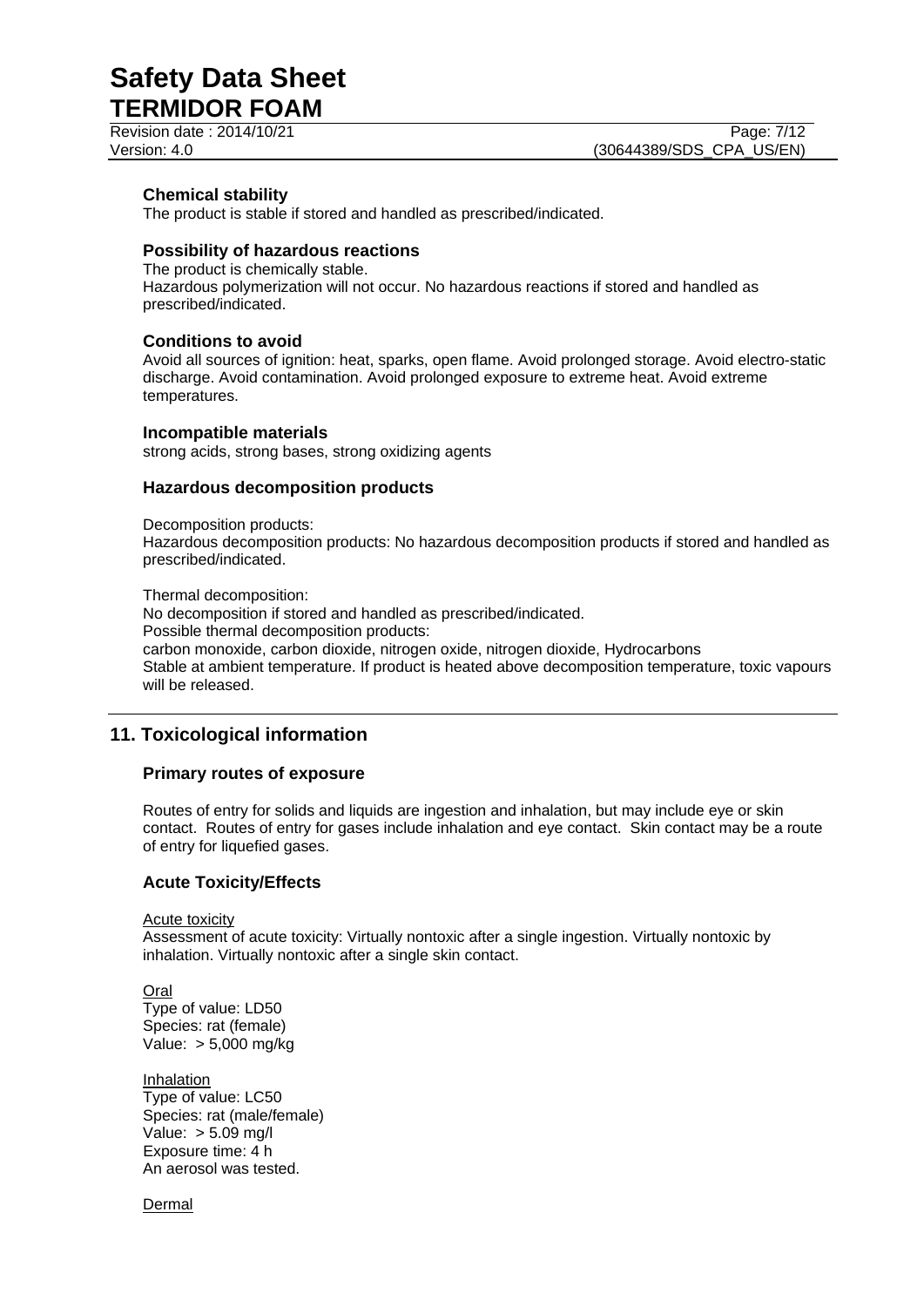### Chemical stability

The product is stable if stored and handled as prescribed/indicated.

### Possibility of hazardous reactions

The product is chemically stable.
Hazardous polymerization will not occur. No hazardous reactions if stored and handled as prescribed/indicated.

### Conditions to avoid

Avoid all sources of ignition: heat, sparks, open flame. Avoid prolonged storage. Avoid electro-static discharge. Avoid contamination. Avoid prolonged exposure to extreme heat. Avoid extreme temperatures.

### Incompatible materials

strong acids, strong bases, strong oxidizing agents

### Hazardous decomposition products

Decomposition products:
Hazardous decomposition products: No hazardous decomposition products if stored and handled as prescribed/indicated.

Thermal decomposition:
No decomposition if stored and handled as prescribed/indicated.
Possible thermal decomposition products:
carbon monoxide, carbon dioxide, nitrogen oxide, nitrogen dioxide, Hydrocarbons
Stable at ambient temperature. If product is heated above decomposition temperature, toxic vapours will be released.

## 11. Toxicological information

### Primary routes of exposure

Routes of entry for solids and liquids are ingestion and inhalation, but may include eye or skin contact. Routes of entry for gases include inhalation and eye contact. Skin contact may be a route of entry for liquefied gases.

### Acute Toxicity/Effects

Acute toxicity
Assessment of acute toxicity: Virtually nontoxic after a single ingestion. Virtually nontoxic by inhalation. Virtually nontoxic after a single skin contact.

Oral
Type of value: LD50
Species: rat (female)
Value: > 5,000 mg/kg

Inhalation
Type of value: LC50
Species: rat (male/female)
Value: > 5.09 mg/l
Exposure time: 4 h
An aerosol was tested.

Dermal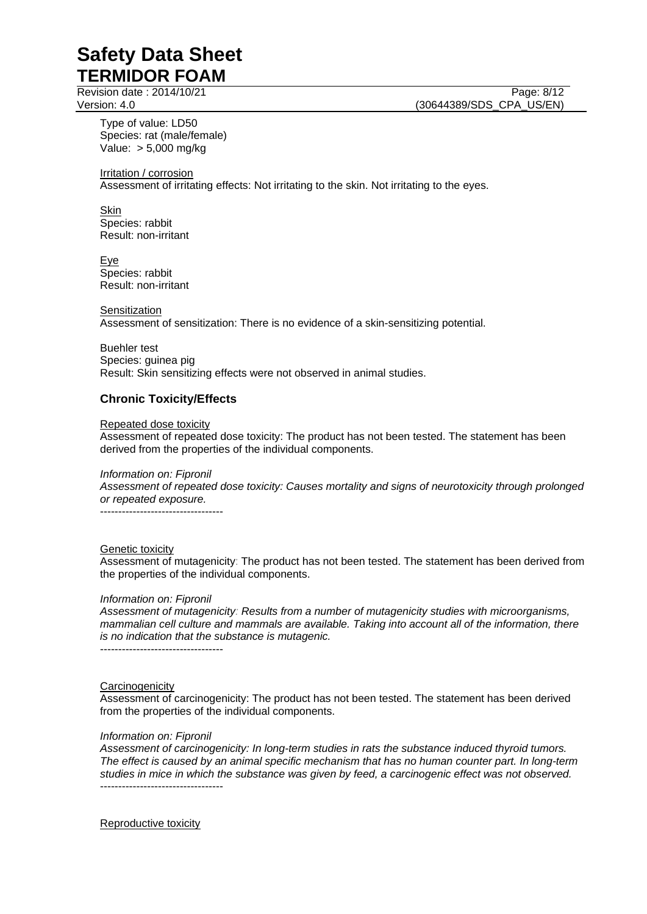Type of value: LD50
Species: rat (male/female)
Value: > 5,000 mg/kg

Irritation / corrosion
Assessment of irritating effects: Not irritating to the skin. Not irritating to the eyes.

Skin
Species: rabbit
Result: non-irritant

Eye
Species: rabbit
Result: non-irritant

Sensitization
Assessment of sensitization: There is no evidence of a skin-sensitizing potential.

Buehler test
Species: guinea pig
Result: Skin sensitizing effects were not observed in animal studies.

### Chronic Toxicity/Effects

Repeated dose toxicity
Assessment of repeated dose toxicity: The product has not been tested. The statement has been derived from the properties of the individual components.

*Information on: Fipronil*
*Assessment of repeated dose toxicity: Causes mortality and signs of neurotoxicity through prolonged or repeated exposure.*
----------------------------------

Genetic toxicity
Assessment of mutagenicity: The product has not been tested. The statement has been derived from the properties of the individual components.

*Information on: Fipronil*
*Assessment of mutagenicity: Results from a number of mutagenicity studies with microorganisms, mammalian cell culture and mammals are available. Taking into account all of the information, there is no indication that the substance is mutagenic.*
----------------------------------

Carcinogenicity
Assessment of carcinogenicity: The product has not been tested. The statement has been derived from the properties of the individual components.

*Information on: Fipronil*
*Assessment of carcinogenicity: In long-term studies in rats the substance induced thyroid tumors. The effect is caused by an animal specific mechanism that has no human counter part. In long-term studies in mice in which the substance was given by feed, a carcinogenic effect was not observed.*
----------------------------------

Reproductive toxicity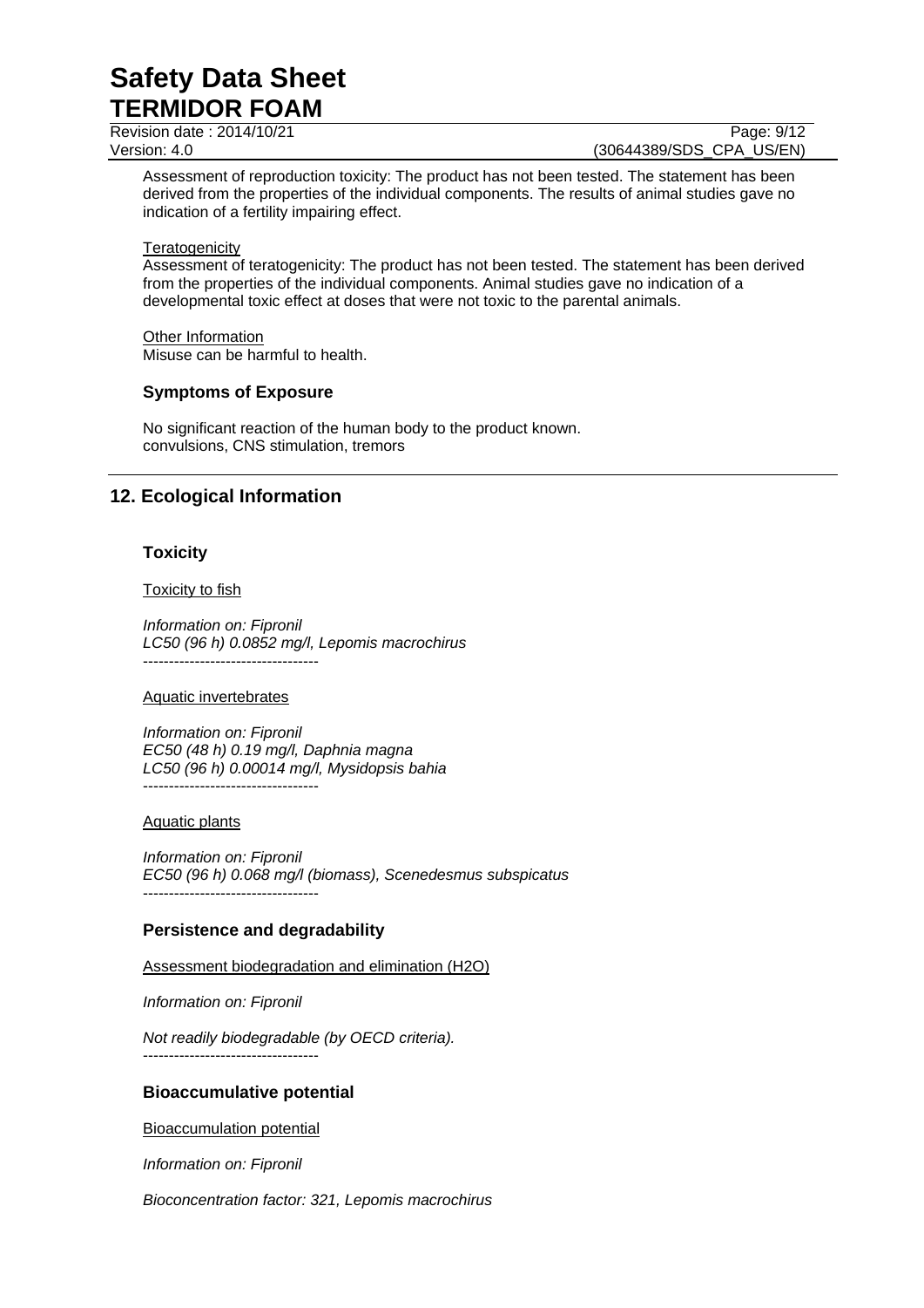Assessment of reproduction toxicity: The product has not been tested. The statement has been derived from the properties of the individual components. The results of animal studies gave no indication of a fertility impairing effect.

Teratogenicity

Assessment of teratogenicity: The product has not been tested. The statement has been derived from the properties of the individual components. Animal studies gave no indication of a developmental toxic effect at doses that were not toxic to the parental animals.

Other Information

Misuse can be harmful to health.

### Symptoms of Exposure

No significant reaction of the human body to the product known.
convulsions, CNS stimulation, tremors

## 12. Ecological Information

### Toxicity

Toxicity to fish

*Information on: Fipronil*
*LC50 (96 h) 0.0852 mg/l, Lepomis macrochirus*

----------------------------------

Aquatic invertebrates

*Information on: Fipronil*
*EC50 (48 h) 0.19 mg/l, Daphnia magna*
*LC50 (96 h) 0.00014 mg/l, Mysidopsis bahia*

----------------------------------

Aquatic plants

*Information on: Fipronil*
*EC50 (96 h) 0.068 mg/l (biomass), Scenedesmus subspicatus*

----------------------------------

### Persistence and degradability

Assessment biodegradation and elimination (H2O)

*Information on: Fipronil*

*Not readily biodegradable (by OECD criteria).*

----------------------------------

### Bioaccumulative potential

Bioaccumulation potential

*Information on: Fipronil*

*Bioconcentration factor: 321, Lepomis macrochirus*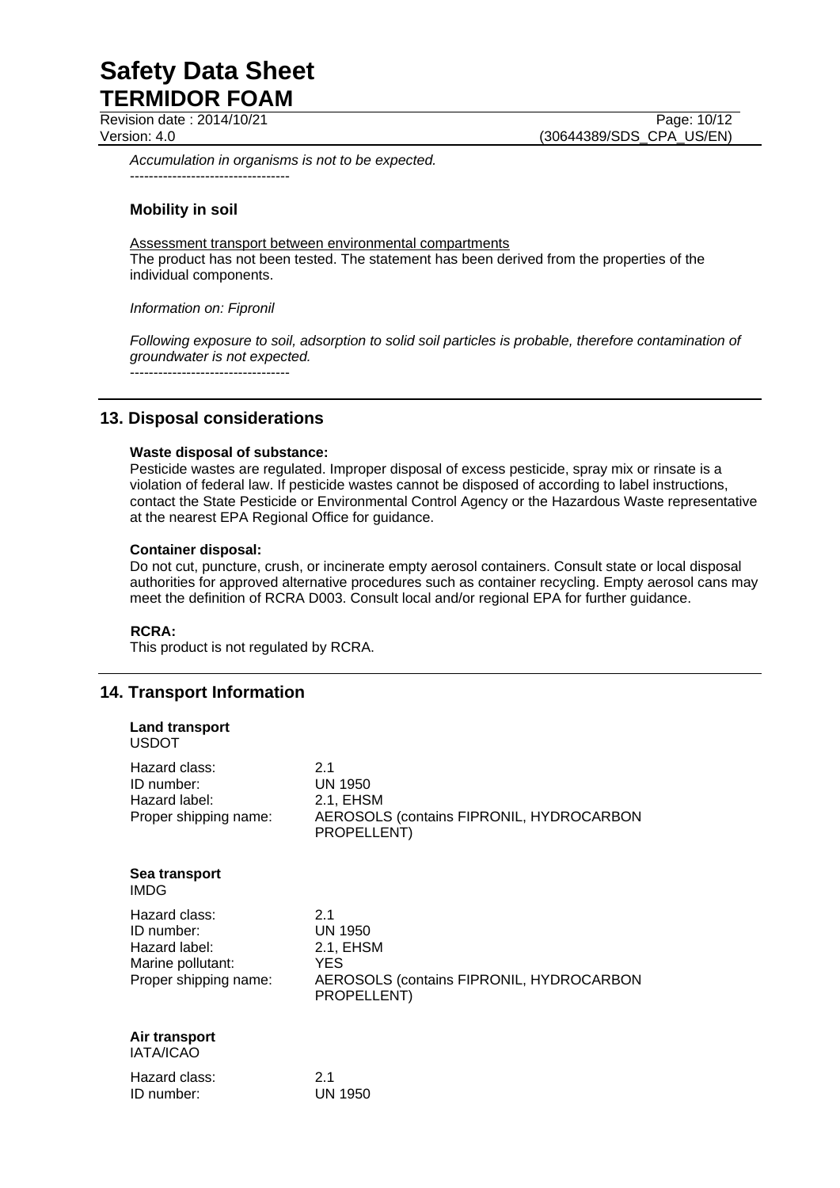*Accumulation in organisms is not to be expected.*

----------------------------------

### Mobility in soil

Assessment transport between environmental compartments

The product has not been tested. The statement has been derived from the properties of the individual components.

*Information on: Fipronil*

*Following exposure to soil, adsorption to solid soil particles is probable, therefore contamination of groundwater is not expected.*

----------------------------------

## 13. Disposal considerations

**Waste disposal of substance:**

Pesticide wastes are regulated. Improper disposal of excess pesticide, spray mix or rinsate is a violation of federal law. If pesticide wastes cannot be disposed of according to label instructions, contact the State Pesticide or Environmental Control Agency or the Hazardous Waste representative at the nearest EPA Regional Office for guidance.

**Container disposal:**

Do not cut, puncture, crush, or incinerate empty aerosol containers. Consult state or local disposal authorities for approved alternative procedures such as container recycling. Empty aerosol cans may meet the definition of RCRA D003. Consult local and/or regional EPA for further guidance.

**RCRA:**

This product is not regulated by RCRA.

## 14. Transport Information

**Land transport**
USDOT

| | |
|---|---|
| Hazard class: | 2.1 |
| ID number: | UN 1950 |
| Hazard label: | 2.1, EHSM |
| Proper shipping name: | AEROSOLS (contains FIPRONIL, HYDROCARBON PROPELLENT) |

**Sea transport**
IMDG

| | |
|---|---|
| Hazard class: | 2.1 |
| ID number: | UN 1950 |
| Hazard label: | 2.1, EHSM |
| Marine pollutant: | YES |
| Proper shipping name: | AEROSOLS (contains FIPRONIL, HYDROCARBON PROPELLENT) |

**Air transport**
IATA/ICAO

| | |
|---|---|
| Hazard class: | 2.1 |
| ID number: | UN 1950 |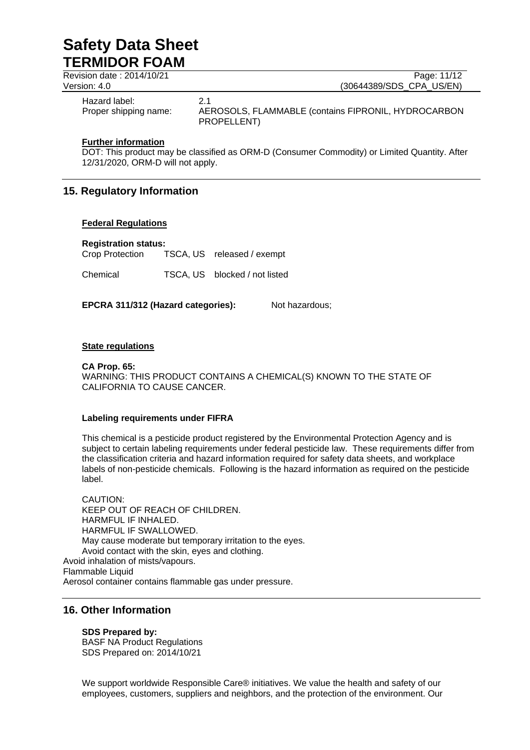Hazard label: 2.1

Proper shipping name: AEROSOLS, FLAMMABLE (contains FIPRONIL, HYDROCARBON PROPELLENT)

**Further information**

DOT: This product may be classified as ORM-D (Consumer Commodity) or Limited Quantity. After 12/31/2020, ORM-D will not apply.

## 15. Regulatory Information

**Federal Regulations**

**Registration status:**

| | | |
|---|---|---|
| Crop Protection | TSCA, US | released / exempt |
| Chemical | TSCA, US | blocked / not listed |

**EPCRA 311/312 (Hazard categories):** Not hazardous;

**State regulations**

**CA Prop. 65:**

WARNING: THIS PRODUCT CONTAINS A CHEMICAL(S) KNOWN TO THE STATE OF CALIFORNIA TO CAUSE CANCER.

**Labeling requirements under FIFRA**

This chemical is a pesticide product registered by the Environmental Protection Agency and is subject to certain labeling requirements under federal pesticide law. These requirements differ from the classification criteria and hazard information required for safety data sheets, and workplace labels of non-pesticide chemicals. Following is the hazard information as required on the pesticide label.

CAUTION:
KEEP OUT OF REACH OF CHILDREN.
HARMFUL IF INHALED.
HARMFUL IF SWALLOWED.
May cause moderate but temporary irritation to the eyes.
Avoid contact with the skin, eyes and clothing.
Avoid inhalation of mists/vapours.
Flammable Liquid
Aerosol container contains flammable gas under pressure.

## 16. Other Information

**SDS Prepared by:**
BASF NA Product Regulations
SDS Prepared on: 2014/10/21

We support worldwide Responsible Care® initiatives. We value the health and safety of our employees, customers, suppliers and neighbors, and the protection of the environment. Our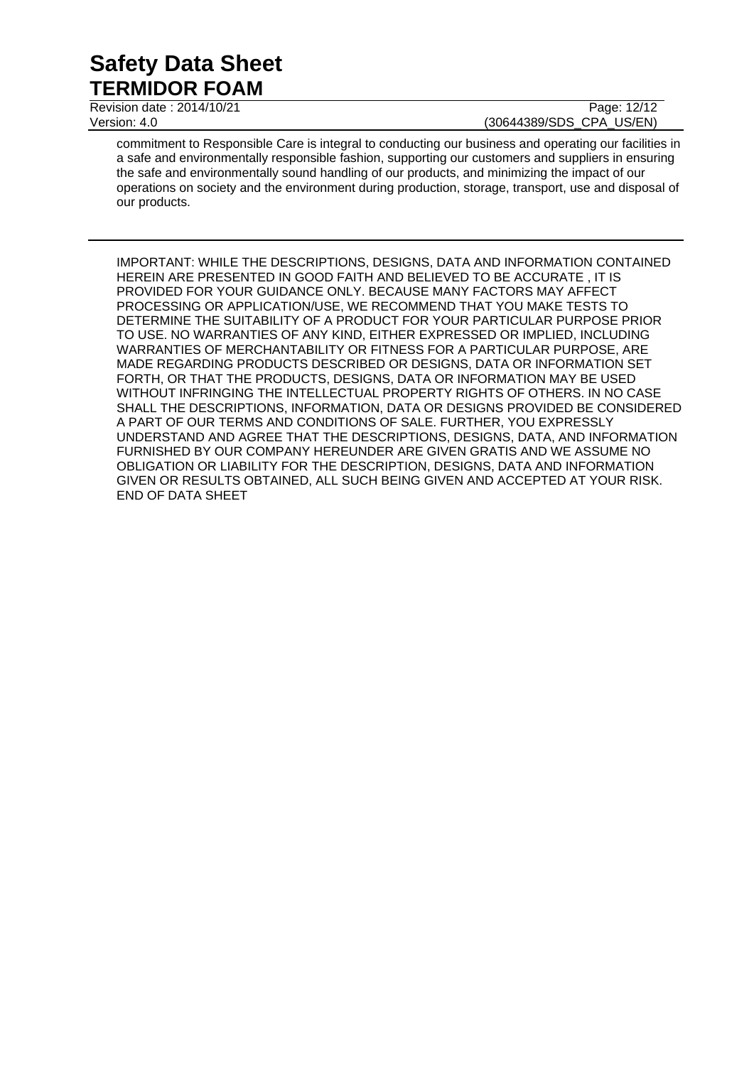commitment to Responsible Care is integral to conducting our business and operating our facilities in a safe and environmentally responsible fashion, supporting our customers and suppliers in ensuring the safe and environmentally sound handling of our products, and minimizing the impact of our operations on society and the environment during production, storage, transport, use and disposal of our products.

---

IMPORTANT: WHILE THE DESCRIPTIONS, DESIGNS, DATA AND INFORMATION CONTAINED HEREIN ARE PRESENTED IN GOOD FAITH AND BELIEVED TO BE ACCURATE , IT IS PROVIDED FOR YOUR GUIDANCE ONLY. BECAUSE MANY FACTORS MAY AFFECT PROCESSING OR APPLICATION/USE, WE RECOMMEND THAT YOU MAKE TESTS TO DETERMINE THE SUITABILITY OF A PRODUCT FOR YOUR PARTICULAR PURPOSE PRIOR TO USE. NO WARRANTIES OF ANY KIND, EITHER EXPRESSED OR IMPLIED, INCLUDING WARRANTIES OF MERCHANTABILITY OR FITNESS FOR A PARTICULAR PURPOSE, ARE MADE REGARDING PRODUCTS DESCRIBED OR DESIGNS, DATA OR INFORMATION SET FORTH, OR THAT THE PRODUCTS, DESIGNS, DATA OR INFORMATION MAY BE USED WITHOUT INFRINGING THE INTELLECTUAL PROPERTY RIGHTS OF OTHERS. IN NO CASE SHALL THE DESCRIPTIONS, INFORMATION, DATA OR DESIGNS PROVIDED BE CONSIDERED A PART OF OUR TERMS AND CONDITIONS OF SALE. FURTHER, YOU EXPRESSLY UNDERSTAND AND AGREE THAT THE DESCRIPTIONS, DESIGNS, DATA, AND INFORMATION FURNISHED BY OUR COMPANY HEREUNDER ARE GIVEN GRATIS AND WE ASSUME NO OBLIGATION OR LIABILITY FOR THE DESCRIPTION, DESIGNS, DATA AND INFORMATION GIVEN OR RESULTS OBTAINED, ALL SUCH BEING GIVEN AND ACCEPTED AT YOUR RISK.
END OF DATA SHEET